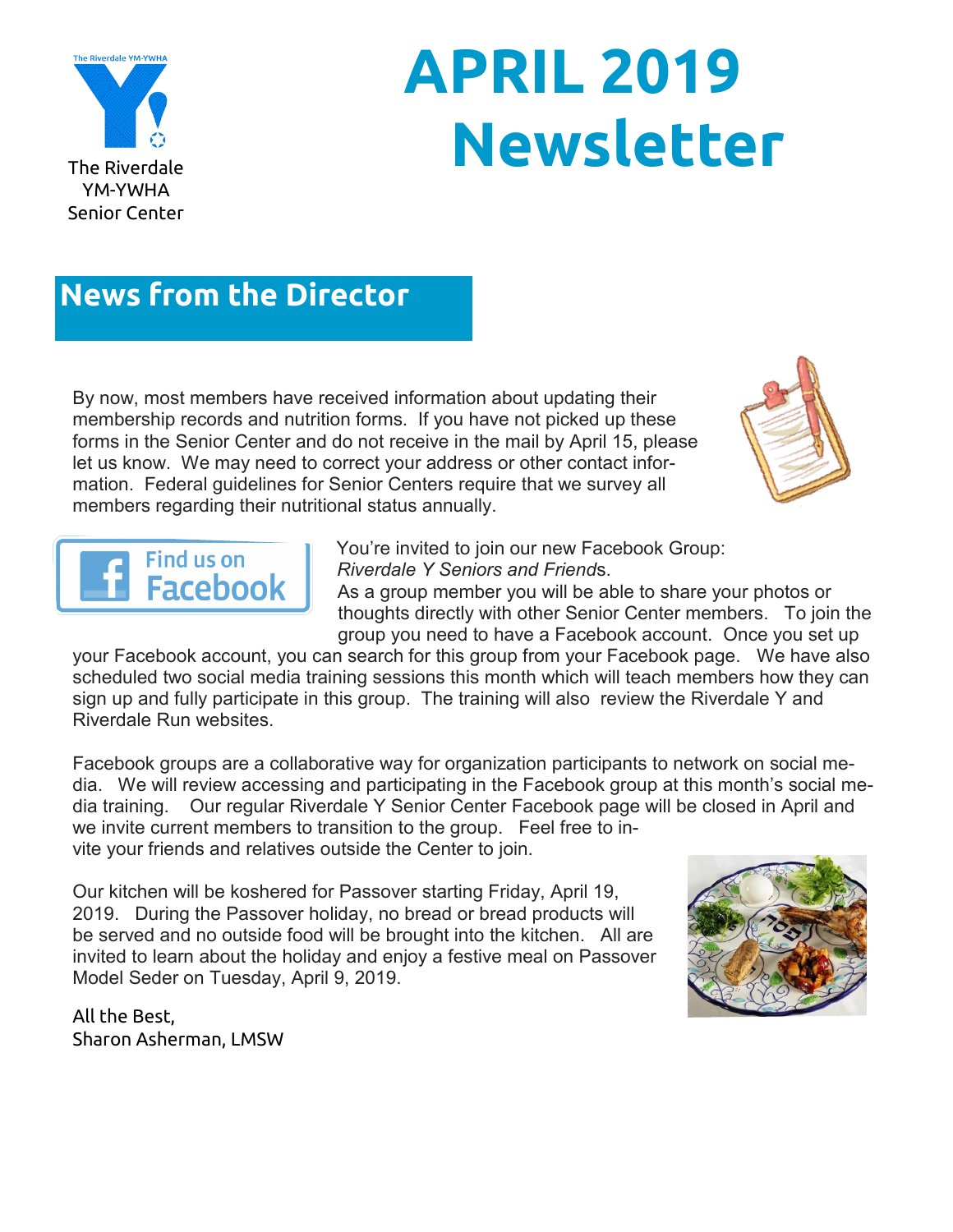The Riverdale YM-YWHA Senior Center

# APRIL 2019 Newsletter

## News from the Director

By now, most members have received information about updating their membership records and nutrition forms. If you have not picked up these forms in the Senior Center and do not receive in the mail by April 15, please let us know. We may need to correct your address or other contact information. Federal guidelines for Senior Centers require that we survey all members regarding their nutritional status annually.

Find us on Facebook

You're invited to join our new Facebook Group: *Riverdale Y Seniors and Friends*.
As a group member you will be able to share your photos or thoughts directly with other Senior Center members. To join the group you need to have a Facebook account. Once you set up your Facebook account, you can search for this group from your Facebook page. We have also scheduled two social media training sessions this month which will teach members how they can sign up and fully participate in this group. The training will also review the Riverdale Y and Riverdale Run websites.

Facebook groups are a collaborative way for organization participants to network on social media. We will review accessing and participating in the Facebook group at this month's social media training. Our regular Riverdale Y Senior Center Facebook page will be closed in April and we invite current members to transition to the group. Feel free to invite your friends and relatives outside the Center to join.

Our kitchen will be koshered for Passover starting Friday, April 19, 2019. During the Passover holiday, no bread or bread products will be served and no outside food will be brought into the kitchen. All are invited to learn about the holiday and enjoy a festive meal on Passover Model Seder on Tuesday, April 9, 2019.

All the Best,
Sharon Asherman, LMSW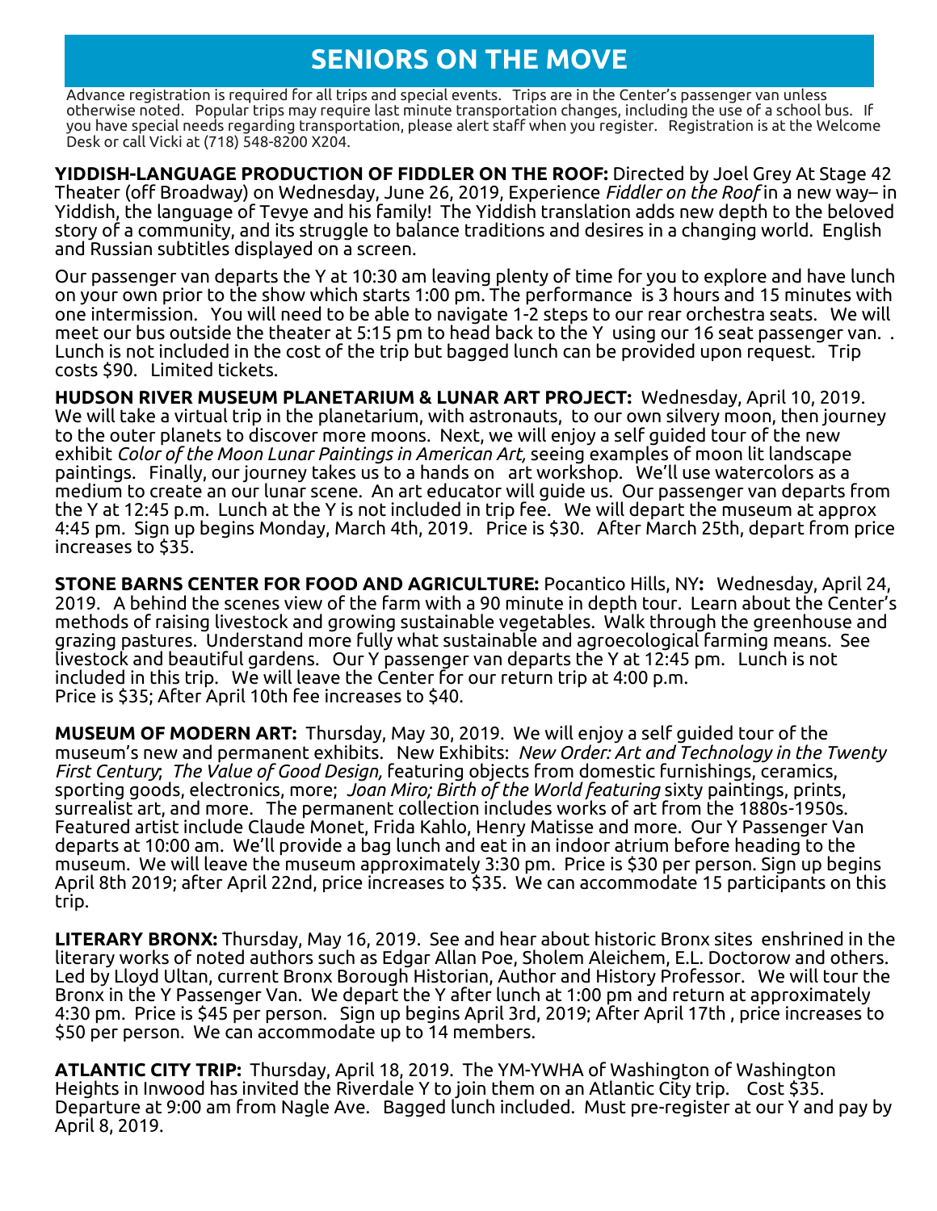# SENIORS ON THE MOVE

Advance registration is required for all trips and special events. Trips are in the Center's passenger van unless otherwise noted. Popular trips may require last minute transportation changes, including the use of a school bus. If you have special needs regarding transportation, please alert staff when you register. Registration is at the Welcome Desk or call Vicki at (718) 548-8200 X204.

**YIDDISH-LANGUAGE PRODUCTION OF FIDDLER ON THE ROOF:** Directed by Joel Grey At Stage 42 Theater (off Broadway) on Wednesday, June 26, 2019, Experience *Fiddler on the Roof* in a new way– in Yiddish, the language of Tevye and his family! The Yiddish translation adds new depth to the beloved story of a community, and its struggle to balance traditions and desires in a changing world. English and Russian subtitles displayed on a screen.

Our passenger van departs the Y at 10:30 am leaving plenty of time for you to explore and have lunch on your own prior to the show which starts 1:00 pm. The performance is 3 hours and 15 minutes with one intermission. You will need to be able to navigate 1-2 steps to our rear orchestra seats. We will meet our bus outside the theater at 5:15 pm to head back to the Y using our 16 seat passenger van. . Lunch is not included in the cost of the trip but bagged lunch can be provided upon request. Trip costs $90. Limited tickets.

**HUDSON RIVER MUSEUM PLANETARIUM & LUNAR ART PROJECT:** Wednesday, April 10, 2019. We will take a virtual trip in the planetarium, with astronauts, to our own silvery moon, then journey to the outer planets to discover more moons. Next, we will enjoy a self guided tour of the new exhibit *Color of the Moon Lunar Paintings in American Art,* seeing examples of moon lit landscape paintings. Finally, our journey takes us to a hands on art workshop. We'll use watercolors as a medium to create an our lunar scene. An art educator will guide us. Our passenger van departs from the Y at 12:45 p.m. Lunch at the Y is not included in trip fee. We will depart the museum at approx 4:45 pm. Sign up begins Monday, March 4th, 2019. Price is $30. After March 25th, depart from price increases to $35.

**STONE BARNS CENTER FOR FOOD AND AGRICULTURE:** Pocantico Hills, NY**:** Wednesday, April 24, 2019. A behind the scenes view of the farm with a 90 minute in depth tour. Learn about the Center's methods of raising livestock and growing sustainable vegetables. Walk through the greenhouse and grazing pastures. Understand more fully what sustainable and agroecological farming means. See livestock and beautiful gardens. Our Y passenger van departs the Y at 12:45 pm. Lunch is not included in this trip. We will leave the Center for our return trip at 4:00 p.m.
Price is $35; After April 10th fee increases to $40.

**MUSEUM OF MODERN ART:** Thursday, May 30, 2019. We will enjoy a self guided tour of the museum's new and permanent exhibits. New Exhibits: *New Order: Art and Technology in the Twenty First Century*; *The Value of Good Design,* featuring objects from domestic furnishings, ceramics, sporting goods, electronics, more; *Joan Miro; Birth of the World featuring* sixty paintings, prints, surrealist art, and more. The permanent collection includes works of art from the 1880s-1950s. Featured artist include Claude Monet, Frida Kahlo, Henry Matisse and more. Our Y Passenger Van departs at 10:00 am. We'll provide a bag lunch and eat in an indoor atrium before heading to the museum. We will leave the museum approximately 3:30 pm. Price is $30 per person. Sign up begins April 8th 2019; after April 22nd, price increases to $35. We can accommodate 15 participants on this trip.

**LITERARY BRONX:** Thursday, May 16, 2019. See and hear about historic Bronx sites enshrined in the literary works of noted authors such as Edgar Allan Poe, Sholem Aleichem, E.L. Doctorow and others. Led by Lloyd Ultan, current Bronx Borough Historian, Author and History Professor. We will tour the Bronx in the Y Passenger Van. We depart the Y after lunch at 1:00 pm and return at approximately 4:30 pm. Price is $45 per person. Sign up begins April 3rd, 2019; After April 17th , price increases to $50 per person. We can accommodate up to 14 members.

**ATLANTIC CITY TRIP:** Thursday, April 18, 2019. The YM-YWHA of Washington of Washington Heights in Inwood has invited the Riverdale Y to join them on an Atlantic City trip. Cost $35. Departure at 9:00 am from Nagle Ave. Bagged lunch included. Must pre-register at our Y and pay by April 8, 2019.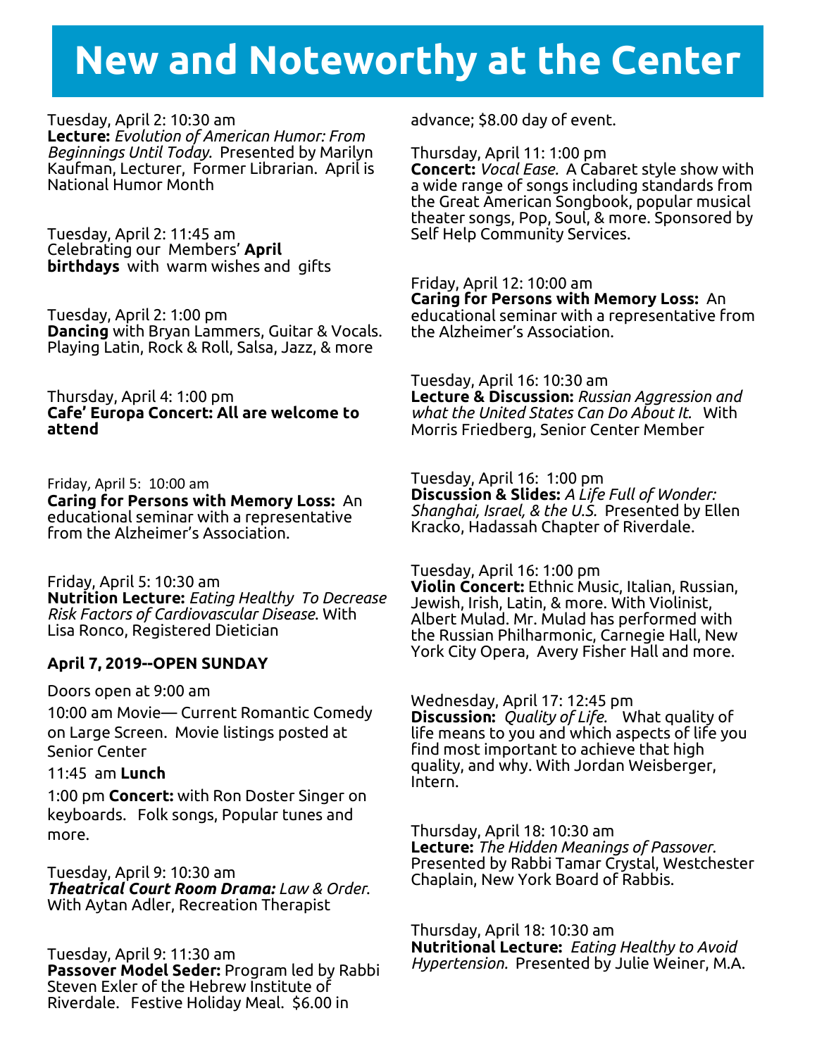# New and Noteworthy at the Center

Tuesday, April 2: 10:30 am
**Lecture:** *Evolution of American Humor: From Beginnings Until Today.* Presented by Marilyn Kaufman, Lecturer, Former Librarian. April is National Humor Month

Tuesday, April 2: 11:45 am
Celebrating our Members' **April birthdays** with warm wishes and gifts

Tuesday, April 2: 1:00 pm
**Dancing** with Bryan Lammers, Guitar & Vocals. Playing Latin, Rock & Roll, Salsa, Jazz, & more

Thursday, April 4: 1:00 pm
**Cafe' Europa Concert: All are welcome to attend**

Friday, April 5: 10:00 am
**Caring for Persons with Memory Loss:** An educational seminar with a representative from the Alzheimer's Association.

Friday, April 5: 10:30 am
**Nutrition Lecture:** *Eating Healthy To Decrease Risk Factors of Cardiovascular Disease.* With Lisa Ronco, Registered Dietician

**April 7, 2019--OPEN SUNDAY**

Doors open at 9:00 am

10:00 am Movie— Current Romantic Comedy on Large Screen. Movie listings posted at Senior Center

11:45 am **Lunch**

1:00 pm **Concert:** with Ron Doster Singer on keyboards. Folk songs, Popular tunes and more.

Tuesday, April 9: 10:30 am
***Theatrical Court Room Drama:*** *Law & Order.* With Aytan Adler, Recreation Therapist

Tuesday, April 9: 11:30 am
**Passover Model Seder:** Program led by Rabbi Steven Exler of the Hebrew Institute of Riverdale. Festive Holiday Meal. $6.00 in advance; $8.00 day of event.

Thursday, April 11: 1:00 pm
**Concert:** *Vocal Ease.* A Cabaret style show with a wide range of songs including standards from the Great American Songbook, popular musical theater songs, Pop, Soul, & more. Sponsored by Self Help Community Services.

Friday, April 12: 10:00 am
**Caring for Persons with Memory Loss:** An educational seminar with a representative from the Alzheimer's Association.

Tuesday, April 16: 10:30 am
**Lecture & Discussion:** *Russian Aggression and what the United States Can Do About It.* With Morris Friedberg, Senior Center Member

Tuesday, April 16: 1:00 pm
**Discussion & Slides:** *A Life Full of Wonder: Shanghai, Israel, & the U.S.* Presented by Ellen Kracko, Hadassah Chapter of Riverdale.

Tuesday, April 16: 1:00 pm
**Violin Concert:** Ethnic Music, Italian, Russian, Jewish, Irish, Latin, & more. With Violinist, Albert Mulad. Mr. Mulad has performed with the Russian Philharmonic, Carnegie Hall, New York City Opera, Avery Fisher Hall and more.

Wednesday, April 17: 12:45 pm
**Discussion:** *Quality of Life.* What quality of life means to you and which aspects of life you find most important to achieve that high quality, and why. With Jordan Weisberger, Intern.

Thursday, April 18: 10:30 am
**Lecture:** *The Hidden Meanings of Passover.* Presented by Rabbi Tamar Crystal, Westchester Chaplain, New York Board of Rabbis.

Thursday, April 18: 10:30 am
**Nutritional Lecture:** *Eating Healthy to Avoid Hypertension.* Presented by Julie Weiner, M.A.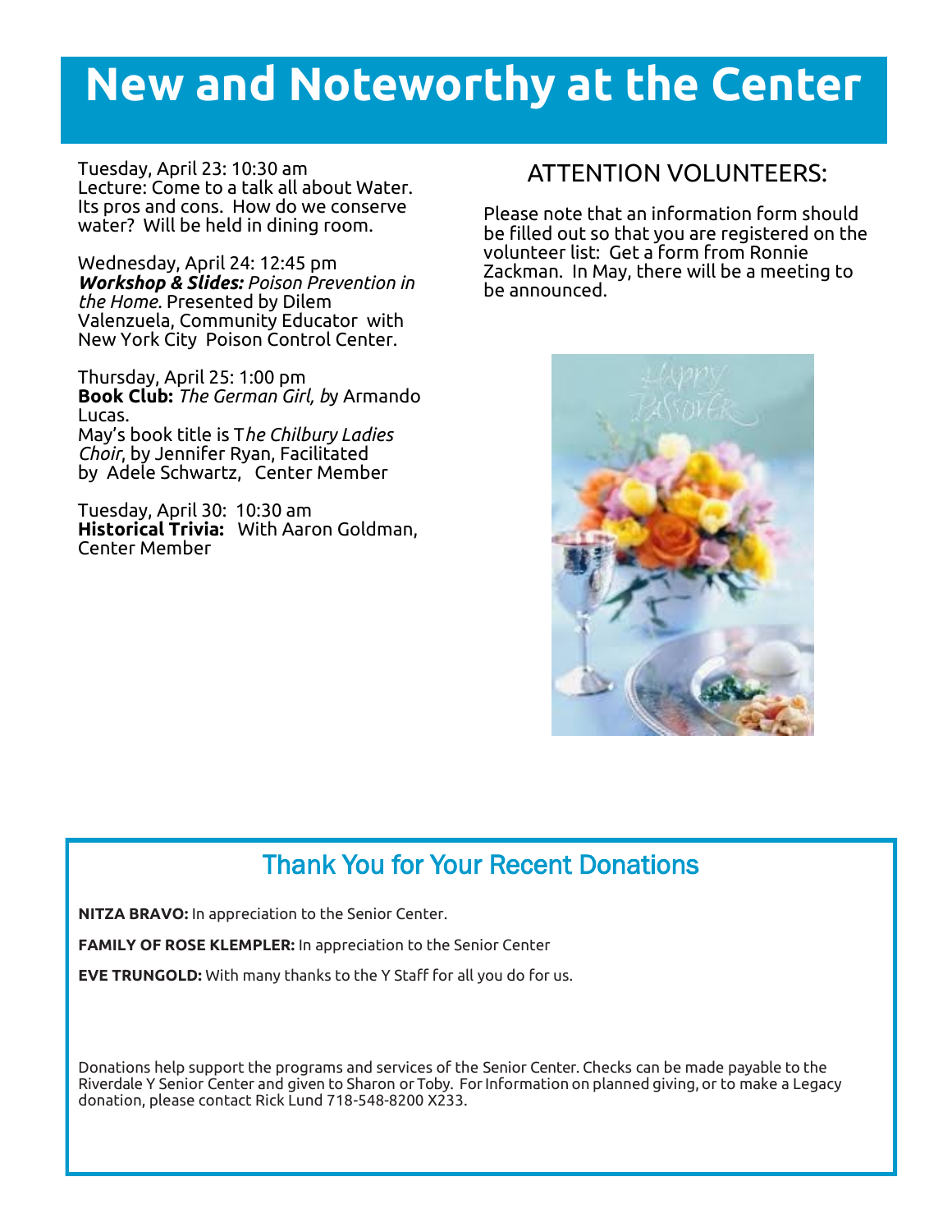# New and Noteworthy at the Center

Tuesday, April 23: 10:30 am
Lecture: Come to a talk all about Water. Its pros and cons. How do we conserve water? Will be held in dining room.

Wednesday, April 24: 12:45 pm
***Workshop & Slides:*** *Poison Prevention in the Home.* Presented by Dilem Valenzuela, Community Educator with New York City Poison Control Center.

Thursday, April 25: 1:00 pm
**Book Club:** *The German Girl, b*y Armando Lucas.
May's book title is T*he Chilbury Ladies Choir*, by Jennifer Ryan, Facilitated by Adele Schwartz, Center Member

Tuesday, April 30: 10:30 am
**Historical Trivia:** With Aaron Goldman, Center Member

## ATTENTION VOLUNTEERS:

Please note that an information form should be filled out so that you are registered on the volunteer list: Get a form from Ronnie Zackman. In May, there will be a meeting to be announced.

## Thank You for Your Recent Donations

**NITZA BRAVO:** In appreciation to the Senior Center.

**FAMILY OF ROSE KLEMPLER:** In appreciation to the Senior Center

**EVE TRUNGOLD:** With many thanks to the Y Staff for all you do for us.

Donations help support the programs and services of the Senior Center. Checks can be made payable to the Riverdale Y Senior Center and given to Sharon or Toby. For Information on planned giving, or to make a Legacy donation, please contact Rick Lund 718-548-8200 X233.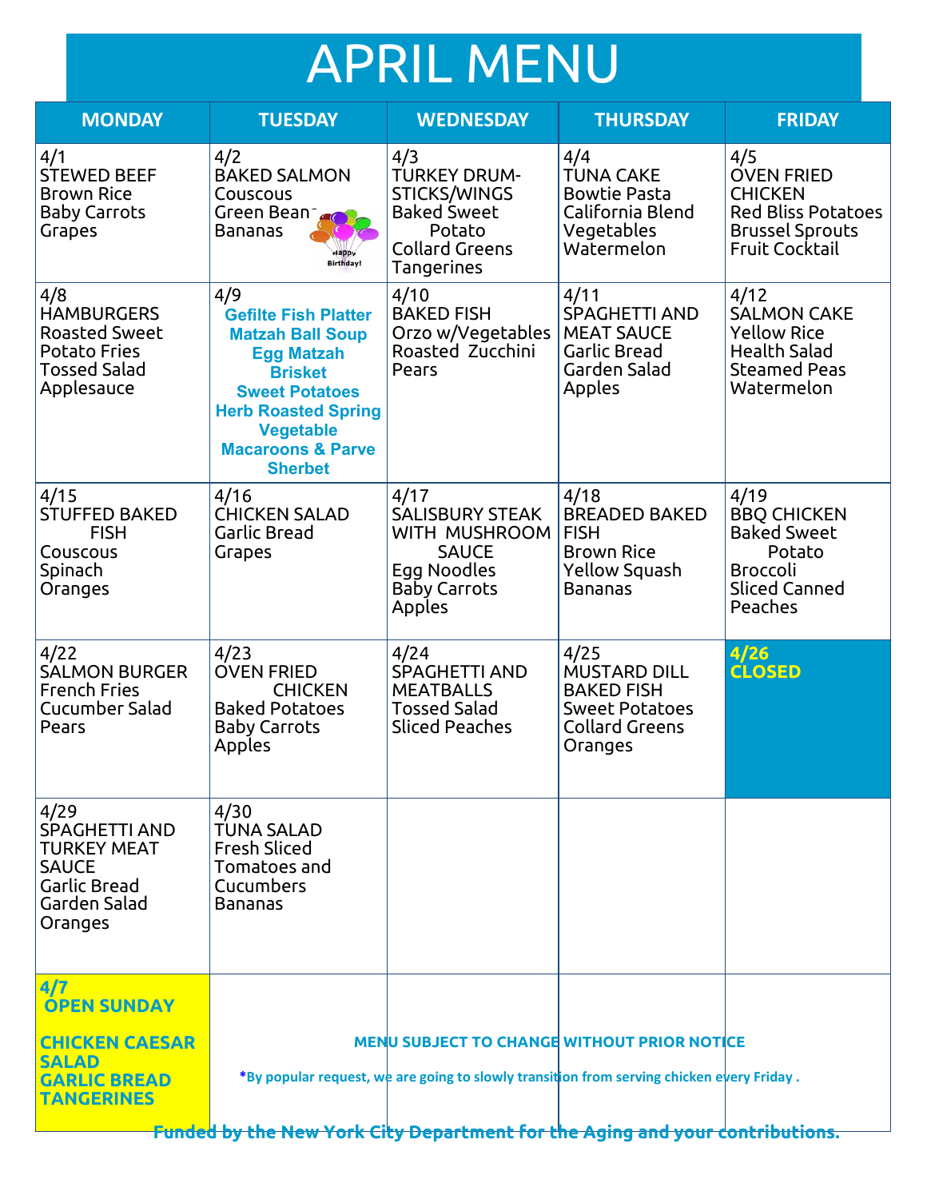# APRIL MENU

| MONDAY | TUESDAY | WEDNESDAY | THURSDAY | FRIDAY |
|---|---|---|---|---|
| 4/1<br>STEWED BEEF<br>Brown Rice<br>Baby Carrots<br>Grapes | 4/2<br>BAKED SALMON<br>Couscous<br>Green Beans<br>Bananas<br>Happy Birthday! | 4/3<br>TURKEY DRUM-STICKS/WINGS<br>Baked Sweet Potato<br>Collard Greens<br>Tangerines | 4/4<br>TUNA CAKE<br>Bowtie Pasta<br>California Blend Vegetables<br>Watermelon | 4/5<br>OVEN FRIED CHICKEN<br>Red Bliss Potatoes<br>Brussel Sprouts<br>Fruit Cocktail |
| 4/8<br>HAMBURGERS<br>Roasted Sweet Potato Fries<br>Tossed Salad<br>Applesauce | 4/9<br>**Gefilte Fish Platter**<br>**Matzah Ball Soup**<br>**Egg Matzah**<br>**Brisket**<br>**Sweet Potatoes**<br>**Herb Roasted Spring Vegetable**<br>**Macaroons & Parve Sherbet** | 4/10<br>BAKED FISH<br>Orzo w/Vegetables<br>Roasted Zucchini<br>Pears | 4/11<br>SPAGHETTI AND MEAT SAUCE<br>Garlic Bread<br>Garden Salad<br>Apples | 4/12<br>SALMON CAKE<br>Yellow Rice<br>Health Salad<br>Steamed Peas<br>Watermelon |
| 4/15<br>STUFFED BAKED FISH<br>Couscous<br>Spinach<br>Oranges | 4/16<br>CHICKEN SALAD<br>Garlic Bread<br>Grapes | 4/17<br>SALISBURY STEAK WITH MUSHROOM SAUCE<br>Egg Noodles<br>Baby Carrots<br>Apples | 4/18<br>BREADED BAKED FISH<br>Brown Rice<br>Yellow Squash<br>Bananas | 4/19<br>BBQ CHICKEN<br>Baked Sweet Potato<br>Broccoli<br>Sliced Canned Peaches |
| 4/22<br>SALMON BURGER<br>French Fries<br>Cucumber Salad<br>Pears | 4/23<br>OVEN FRIED CHICKEN<br>Baked Potatoes<br>Baby Carrots<br>Apples | 4/24<br>SPAGHETTI AND MEATBALLS<br>Tossed Salad<br>Sliced Peaches | 4/25<br>MUSTARD DILL BAKED FISH<br>Sweet Potatoes<br>Collard Greens<br>Oranges | **4/26**<br>**CLOSED** |
| 4/29<br>SPAGHETTI AND TURKEY MEAT SAUCE<br>Garlic Bread<br>Garden Salad<br>Oranges | 4/30<br>TUNA SALAD<br>Fresh Sliced Tomatoes and Cucumbers<br>Bananas | | | |
| **4/7**<br>**OPEN SUNDAY**<br><br>**CHICKEN CAESAR SALAD**<br>**GARLIC BREAD**<br>**TANGERINES** | | | | |

**MENU SUBJECT TO CHANGE WITHOUT PRIOR NOTICE**

***By popular request, we are going to slowly transition from serving chicken every Friday .**

**Funded by the New York City Department for the Aging and your contributions.**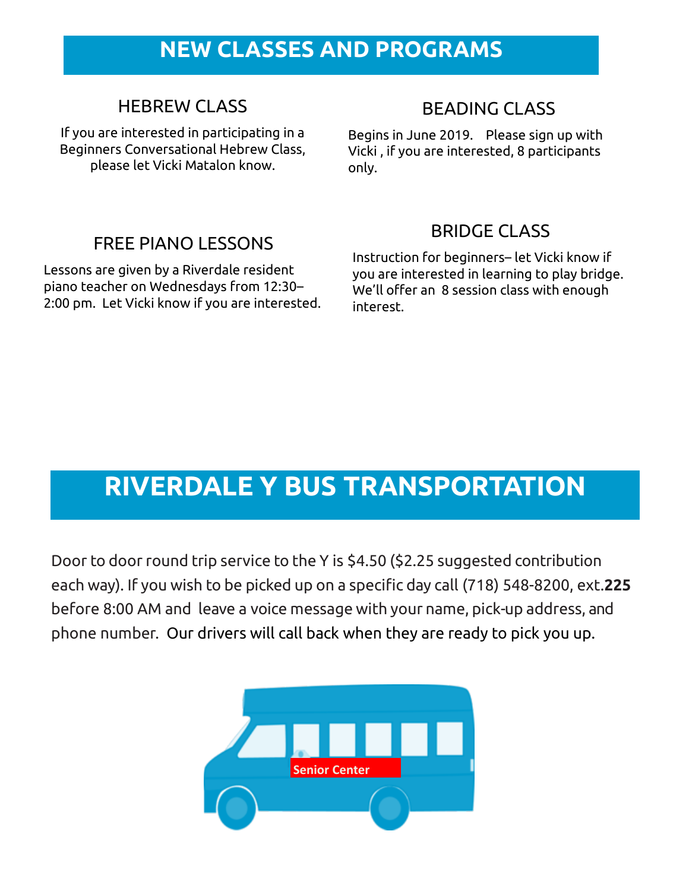# NEW CLASSES AND PROGRAMS

### HEBREW CLASS

If you are interested in participating in a Beginners Conversational Hebrew Class, please let Vicki Matalon know.

### BEADING CLASS

Begins in June 2019. Please sign up with Vicki , if you are interested, 8 participants only.

### FREE PIANO LESSONS

Lessons are given by a Riverdale resident piano teacher on Wednesdays from 12:30–2:00 pm. Let Vicki know if you are interested.

### BRIDGE CLASS

Instruction for beginners– let Vicki know if you are interested in learning to play bridge. We'll offer an 8 session class with enough interest.

# RIVERDALE Y BUS TRANSPORTATION

Door to door round trip service to the Y is $4.50 ($2.25 suggested contribution each way). If you wish to be picked up on a specific day call (718) 548-8200, ext.**225** before 8:00 AM and leave a voice message with your name, pick-up address, and phone number. Our drivers will call back when they are ready to pick you up.

Senior Center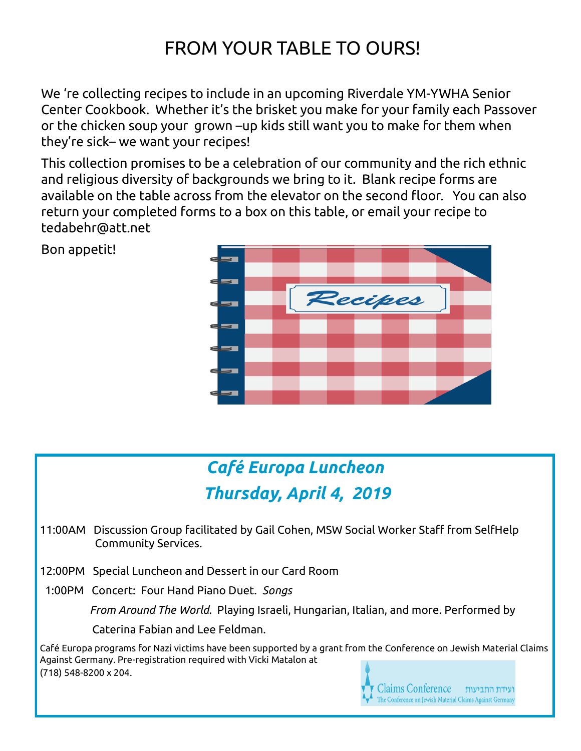# FROM YOUR TABLE TO OURS!

We 're collecting recipes to include in an upcoming Riverdale YM-YWHA Senior Center Cookbook. Whether it's the brisket you make for your family each Passover or the chicken soup your grown –up kids still want you to make for them when they're sick– we want your recipes!

This collection promises to be a celebration of our community and the rich ethnic and religious diversity of backgrounds we bring to it. Blank recipe forms are available on the table across from the elevator on the second floor. You can also return your completed forms to a box on this table, or email your recipe to tedabehr@att.net

Bon appetit!

Recipes

## *Café Europa Luncheon*

## *Thursday, April 4, 2019*

11:00AM Discussion Group facilitated by Gail Cohen, MSW Social Worker Staff from SelfHelp Community Services.

12:00PM Special Luncheon and Dessert in our Card Room

1:00PM Concert: Four Hand Piano Duet. *Songs From Around The World.* Playing Israeli, Hungarian, Italian, and more. Performed by Caterina Fabian and Lee Feldman.

Café Europa programs for Nazi victims have been supported by a grant from the Conference on Jewish Material Claims Against Germany. Pre-registration required with Vicki Matalon at (718) 548-8200 x 204.

Claims Conference ועידת התביעות
The Conference on Jewish Material Claims Against Germany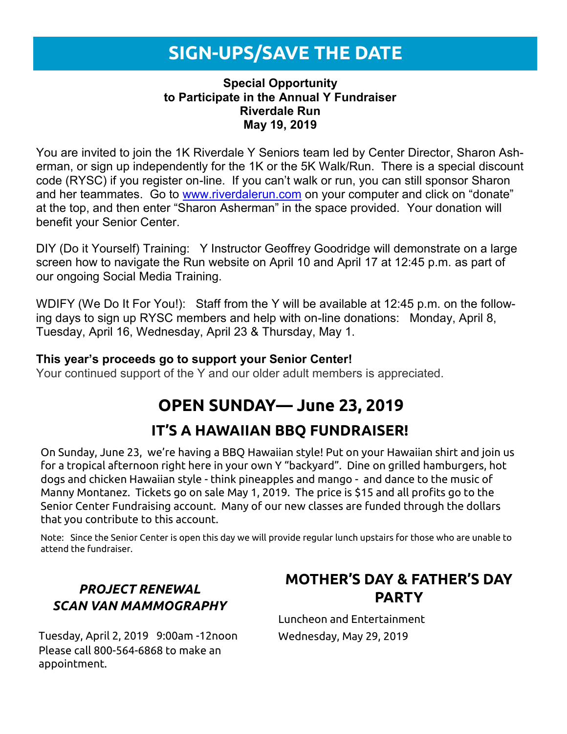# SIGN-UPS/SAVE THE DATE

**Special Opportunity**
**to Participate in the Annual Y Fundraiser**
**Riverdale Run**
**May 19, 2019**

You are invited to join the 1K Riverdale Y Seniors team led by Center Director, Sharon Asherman, or sign up independently for the 1K or the 5K Walk/Run. There is a special discount code (RYSC) if you register on-line. If you can't walk or run, you can still sponsor Sharon and her teammates. Go to [www.riverdalerun.com](www.riverdalerun.com) on your computer and click on "donate" at the top, and then enter "Sharon Asherman" in the space provided. Your donation will benefit your Senior Center.

DIY (Do it Yourself) Training: Y Instructor Geoffrey Goodridge will demonstrate on a large screen how to navigate the Run website on April 10 and April 17 at 12:45 p.m. as part of our ongoing Social Media Training.

WDIFY (We Do It For You!): Staff from the Y will be available at 12:45 p.m. on the following days to sign up RYSC members and help with on-line donations: Monday, April 8, Tuesday, April 16, Wednesday, April 23 & Thursday, May 1.

**This year's proceeds go to support your Senior Center!**
Your continued support of the Y and our older adult members is appreciated.

## OPEN SUNDAY— June 23, 2019

### IT'S A HAWAIIAN BBQ FUNDRAISER!

On Sunday, June 23, we're having a BBQ Hawaiian style! Put on your Hawaiian shirt and join us for a tropical afternoon right here in your own Y "backyard". Dine on grilled hamburgers, hot dogs and chicken Hawaiian style - think pineapples and mango - and dance to the music of Manny Montanez. Tickets go on sale May 1, 2019. The price is $15 and all profits go to the Senior Center Fundraising account. Many of our new classes are funded through the dollars that you contribute to this account.

Note: Since the Senior Center is open this day we will provide regular lunch upstairs for those who are unable to attend the fundraiser.

### *PROJECT RENEWAL SCAN VAN MAMMOGRAPHY*

Tuesday, April 2, 2019 9:00am -12noon
Please call 800-564-6868 to make an appointment.

### MOTHER'S DAY & FATHER'S DAY PARTY

Luncheon and Entertainment
Wednesday, May 29, 2019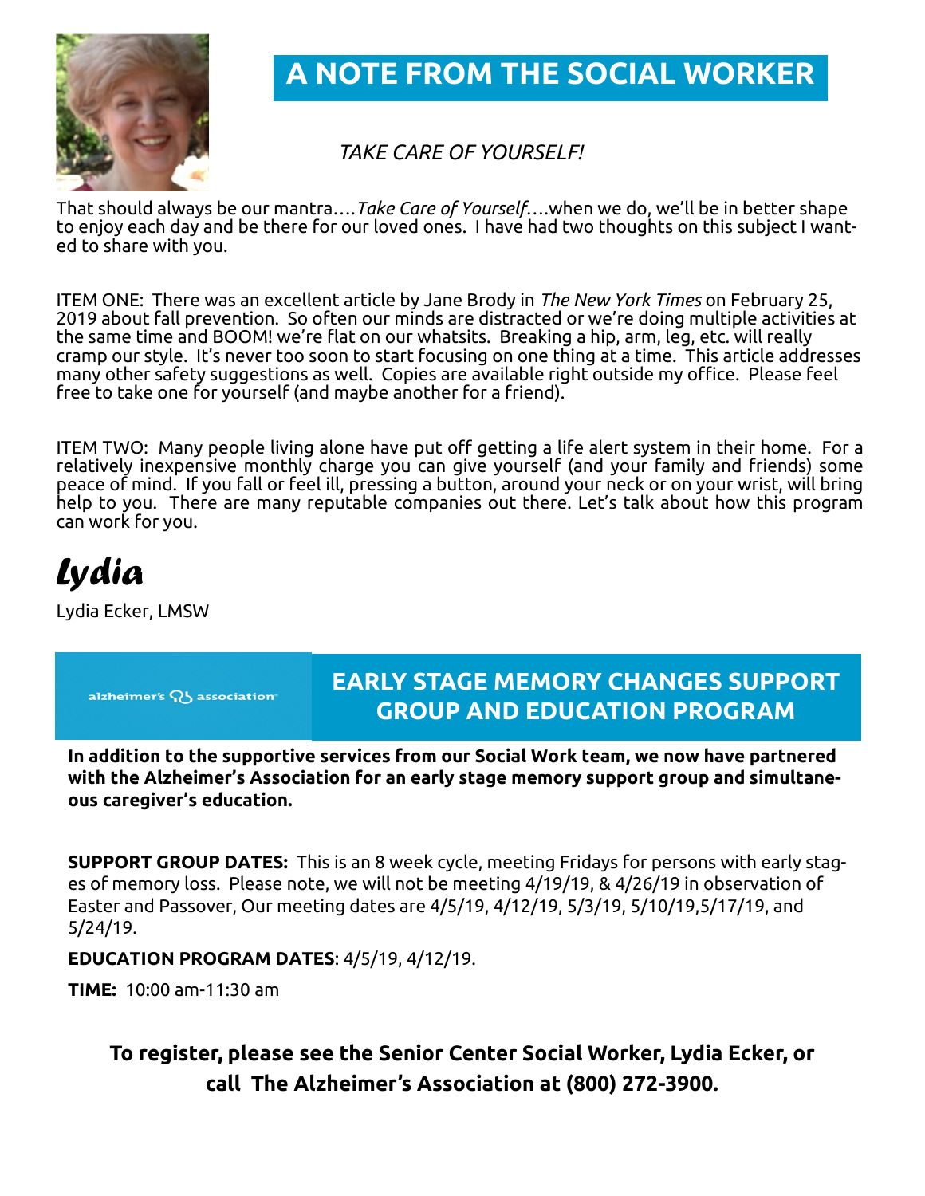# A NOTE FROM THE SOCIAL WORKER

*TAKE CARE OF YOURSELF!*

That should always be our mantra….*Take Care of Yourself*….when we do, we'll be in better shape to enjoy each day and be there for our loved ones. I have had two thoughts on this subject I wanted to share with you.

ITEM ONE: There was an excellent article by Jane Brody in *The New York Times* on February 25, 2019 about fall prevention. So often our minds are distracted or we're doing multiple activities at the same time and BOOM! we're flat on our whatsits. Breaking a hip, arm, leg, etc. will really cramp our style. It's never too soon to start focusing on one thing at a time. This article addresses many other safety suggestions as well. Copies are available right outside my office. Please feel free to take one for yourself (and maybe another for a friend).

ITEM TWO: Many people living alone have put off getting a life alert system in their home. For a relatively inexpensive monthly charge you can give yourself (and your family and friends) some peace of mind. If you fall or feel ill, pressing a button, around your neck or on your wrist, will bring help to you. There are many reputable companies out there. Let's talk about how this program can work for you.

*Lydia*

Lydia Ecker, LMSW

alzheimer's association

## EARLY STAGE MEMORY CHANGES SUPPORT GROUP AND EDUCATION PROGRAM

**In addition to the supportive services from our Social Work team, we now have partnered with the Alzheimer's Association for an early stage memory support group and simultaneous caregiver's education.**

**SUPPORT GROUP DATES:** This is an 8 week cycle, meeting Fridays for persons with early stages of memory loss. Please note, we will not be meeting 4/19/19, & 4/26/19 in observation of Easter and Passover, Our meeting dates are 4/5/19, 4/12/19, 5/3/19, 5/10/19,5/17/19, and 5/24/19.

**EDUCATION PROGRAM DATES**: 4/5/19, 4/12/19.

**TIME:** 10:00 am-11:30 am

**To register, please see the Senior Center Social Worker, Lydia Ecker, or call The Alzheimer's Association at (800) 272-3900.**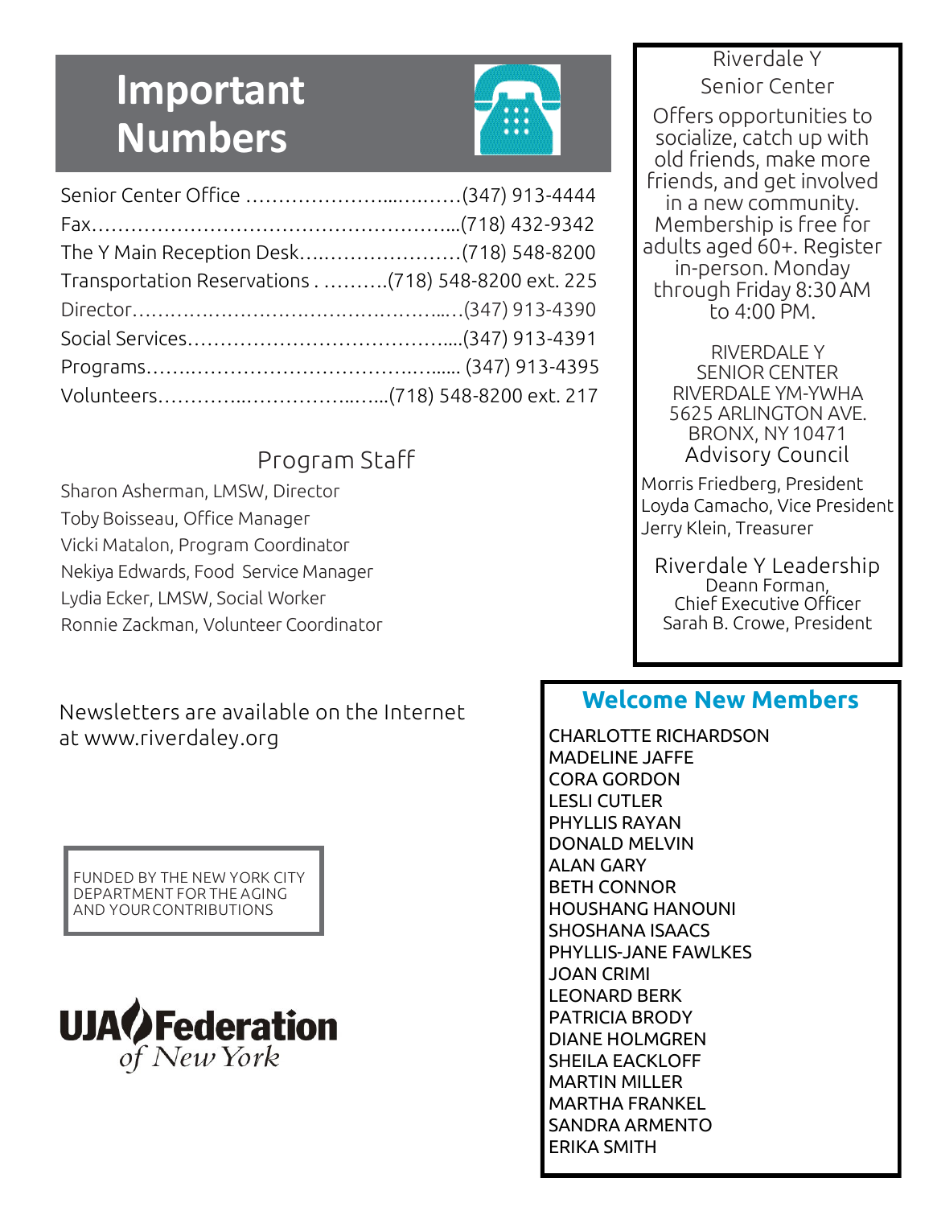# Important Numbers

| | |
|---|---|
| Senior Center Office | (347) 913-4444 |
| Fax | (718) 432-9342 |
| The Y Main Reception Desk | (718) 548-8200 |
| Transportation Reservations | (718) 548-8200 ext. 225 |
| Director | (347) 913-4390 |
| Social Services | (347) 913-4391 |
| Programs | (347) 913-4395 |
| Volunteers | (718) 548-8200 ext. 217 |

## Program Staff

Sharon Asherman, LMSW, Director
Toby Boisseau, Office Manager
Vicki Matalon, Program Coordinator
Nekiya Edwards, Food Service Manager
Lydia Ecker, LMSW, Social Worker
Ronnie Zackman, Volunteer Coordinator

Newsletters are available on the Internet at www.riverdaley.org

FUNDED BY THE NEW YORK CITY DEPARTMENT FOR THE AGING AND YOUR CONTRIBUTIONS

UJA Federation of New York

## Riverdale Y Senior Center

Offers opportunities to socialize, catch up with old friends, make more friends, and get involved in a new community. Membership is free for adults aged 60+. Register in-person. Monday through Friday 8:30 AM to 4:00 PM.

RIVERDALE Y
SENIOR CENTER
RIVERDALE YM-YWHA
5625 ARLINGTON AVE.
BRONX, NY 10471

### Advisory Council

Morris Friedberg, President
Loyda Camacho, Vice President
Jerry Klein, Treasurer

### Riverdale Y Leadership

Deann Forman,
Chief Executive Officer
Sarah B. Crowe, President

## Welcome New Members

CHARLOTTE RICHARDSON
MADELINE JAFFE
CORA GORDON
LESLI CUTLER
PHYLLIS RAYAN
DONALD MELVIN
ALAN GARY
BETH CONNOR
HOUSHANG HANOUNI
SHOSHANA ISAACS
PHYLLIS-JANE FAWLKES
JOAN CRIMI
LEONARD BERK
PATRICIA BRODY
DIANE HOLMGREN
SHEILA EACKLOFF
MARTIN MILLER
MARTHA FRANKEL
SANDRA ARMENTO
ERIKA SMITH